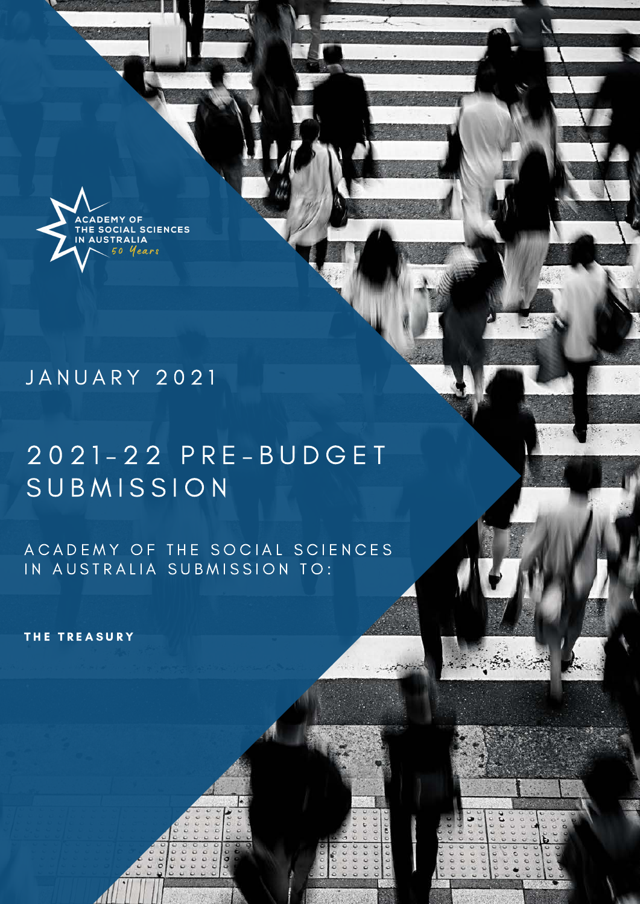ACADEMY OF THE SOCIAL SCIENCES IN AUSTRALIA

*50 Years*

JANUARY 2021

# 2021-22 PRE-BUDGET SUBMISSION

ACADEMY OF THE SOCIAL SCIENCES IN AUSTRALIA SUBMISSION TO:

**THE TREASURY**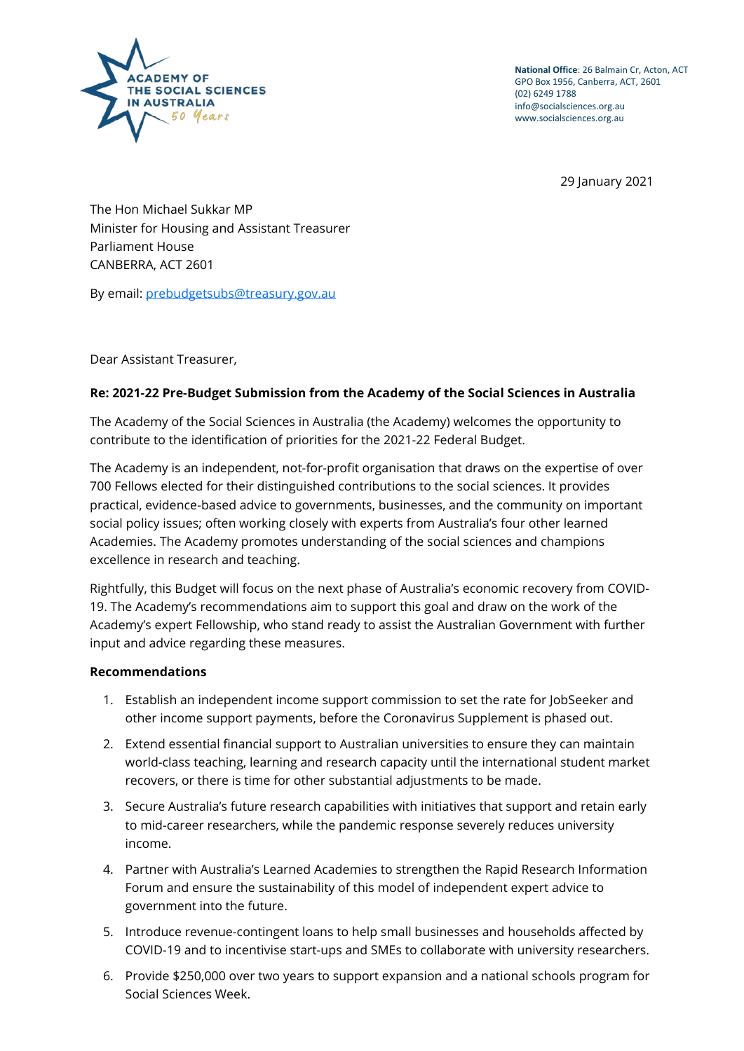National Office: 26 Balmain Cr, Acton, ACT
GPO Box 1956, Canberra, ACT, 2601
(02) 6249 1788
info@socialsciences.org.au
www.socialsciences.org.au

29 January 2021

The Hon Michael Sukkar MP
Minister for Housing and Assistant Treasurer
Parliament House
CANBERRA, ACT 2601

By email: prebudgetsubs@treasury.gov.au

Dear Assistant Treasurer,

**Re: 2021-22 Pre-Budget Submission from the Academy of the Social Sciences in Australia**

The Academy of the Social Sciences in Australia (the Academy) welcomes the opportunity to contribute to the identification of priorities for the 2021-22 Federal Budget.

The Academy is an independent, not-for-profit organisation that draws on the expertise of over 700 Fellows elected for their distinguished contributions to the social sciences. It provides practical, evidence-based advice to governments, businesses, and the community on important social policy issues; often working closely with experts from Australia's four other learned Academies. The Academy promotes understanding of the social sciences and champions excellence in research and teaching.

Rightfully, this Budget will focus on the next phase of Australia's economic recovery from COVID-19. The Academy's recommendations aim to support this goal and draw on the work of the Academy's expert Fellowship, who stand ready to assist the Australian Government with further input and advice regarding these measures.

**Recommendations**

1. Establish an independent income support commission to set the rate for JobSeeker and other income support payments, before the Coronavirus Supplement is phased out.
2. Extend essential financial support to Australian universities to ensure they can maintain world-class teaching, learning and research capacity until the international student market recovers, or there is time for other substantial adjustments to be made.
3. Secure Australia's future research capabilities with initiatives that support and retain early to mid-career researchers, while the pandemic response severely reduces university income.
4. Partner with Australia's Learned Academies to strengthen the Rapid Research Information Forum and ensure the sustainability of this model of independent expert advice to government into the future.
5. Introduce revenue-contingent loans to help small businesses and households affected by COVID-19 and to incentivise start-ups and SMEs to collaborate with university researchers.
6. Provide $250,000 over two years to support expansion and a national schools program for Social Sciences Week.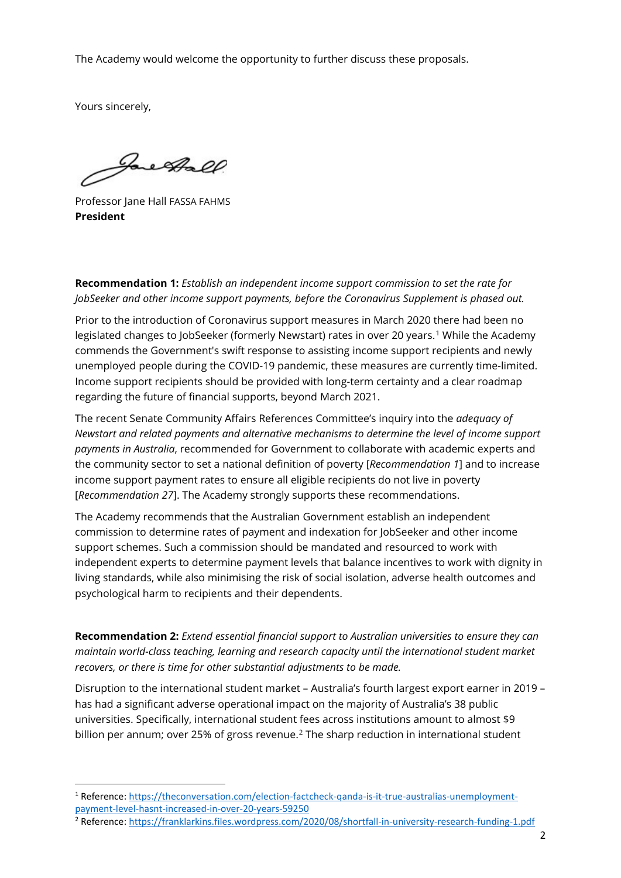The Academy would welcome the opportunity to further discuss these proposals.

Yours sincerely,

Professor Jane Hall FASSA FAHMS
**President**

**Recommendation 1:** *Establish an independent income support commission to set the rate for JobSeeker and other income support payments, before the Coronavirus Supplement is phased out.*

Prior to the introduction of Coronavirus support measures in March 2020 there had been no legislated changes to JobSeeker (formerly Newstart) rates in over 20 years.[1] While the Academy commends the Government's swift response to assisting income support recipients and newly unemployed people during the COVID-19 pandemic, these measures are currently time-limited. Income support recipients should be provided with long-term certainty and a clear roadmap regarding the future of financial supports, beyond March 2021.

The recent Senate Community Affairs References Committee's inquiry into the *adequacy of Newstart and related payments and alternative mechanisms to determine the level of income support payments in Australia*, recommended for Government to collaborate with academic experts and the community sector to set a national definition of poverty [*Recommendation 1*] and to increase income support payment rates to ensure all eligible recipients do not live in poverty [*Recommendation 27*]. The Academy strongly supports these recommendations.

The Academy recommends that the Australian Government establish an independent commission to determine rates of payment and indexation for JobSeeker and other income support schemes. Such a commission should be mandated and resourced to work with independent experts to determine payment levels that balance incentives to work with dignity in living standards, while also minimising the risk of social isolation, adverse health outcomes and psychological harm to recipients and their dependents.

**Recommendation 2:** *Extend essential financial support to Australian universities to ensure they can maintain world-class teaching, learning and research capacity until the international student market recovers, or there is time for other substantial adjustments to be made.*

Disruption to the international student market – Australia's fourth largest export earner in 2019 – has had a significant adverse operational impact on the majority of Australia's 38 public universities. Specifically, international student fees across institutions amount to almost $9 billion per annum; over 25% of gross revenue.[2] The sharp reduction in international student

[1] Reference: https://theconversation.com/election-factcheck-qanda-is-it-true-australias-unemployment-payment-level-hasnt-increased-in-over-20-years-59250

[2] Reference: https://franklarkins.files.wordpress.com/2020/08/shortfall-in-university-research-funding-1.pdf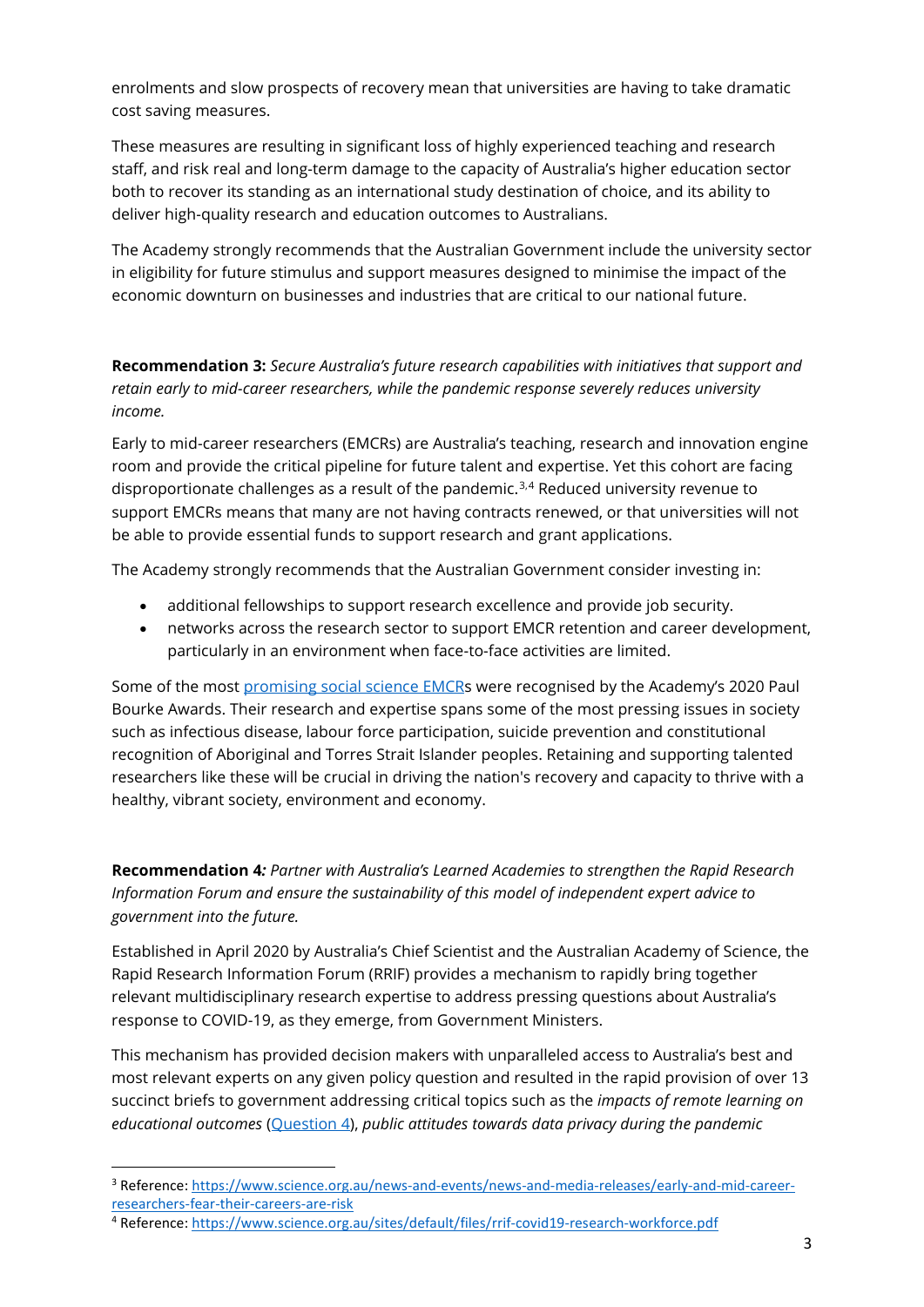enrolments and slow prospects of recovery mean that universities are having to take dramatic cost saving measures.

These measures are resulting in significant loss of highly experienced teaching and research staff, and risk real and long-term damage to the capacity of Australia's higher education sector both to recover its standing as an international study destination of choice, and its ability to deliver high-quality research and education outcomes to Australians.

The Academy strongly recommends that the Australian Government include the university sector in eligibility for future stimulus and support measures designed to minimise the impact of the economic downturn on businesses and industries that are critical to our national future.

**Recommendation 3:** *Secure Australia's future research capabilities with initiatives that support and retain early to mid-career researchers, while the pandemic response severely reduces university income.*

Early to mid-career researchers (EMCRs) are Australia's teaching, research and innovation engine room and provide the critical pipeline for future talent and expertise. Yet this cohort are facing disproportionate challenges as a result of the pandemic.[3,4] Reduced university revenue to support EMCRs means that many are not having contracts renewed, or that universities will not be able to provide essential funds to support research and grant applications.

The Academy strongly recommends that the Australian Government consider investing in:

- additional fellowships to support research excellence and provide job security.
- networks across the research sector to support EMCR retention and career development, particularly in an environment when face-to-face activities are limited.

Some of the most [promising social science EMCRs](#) were recognised by the Academy's 2020 Paul Bourke Awards. Their research and expertise spans some of the most pressing issues in society such as infectious disease, labour force participation, suicide prevention and constitutional recognition of Aboriginal and Torres Strait Islander peoples. Retaining and supporting talented researchers like these will be crucial in driving the nation's recovery and capacity to thrive with a healthy, vibrant society, environment and economy.

**Recommendation 4***:* *Partner with Australia's Learned Academies to strengthen the Rapid Research Information Forum and ensure the sustainability of this model of independent expert advice to government into the future.*

Established in April 2020 by Australia's Chief Scientist and the Australian Academy of Science, the Rapid Research Information Forum (RRIF) provides a mechanism to rapidly bring together relevant multidisciplinary research expertise to address pressing questions about Australia's response to COVID-19, as they emerge, from Government Ministers.

This mechanism has provided decision makers with unparalleled access to Australia's best and most relevant experts on any given policy question and resulted in the rapid provision of over 13 succinct briefs to government addressing critical topics such as the *impacts of remote learning on educational outcomes* ([Question 4](#)), *public attitudes towards data privacy during the pandemic*

---

[3] Reference: https://www.science.org.au/news-and-events/news-and-media-releases/early-and-mid-career-researchers-fear-their-careers-are-risk

[4] Reference: https://www.science.org.au/sites/default/files/rrif-covid19-research-workforce.pdf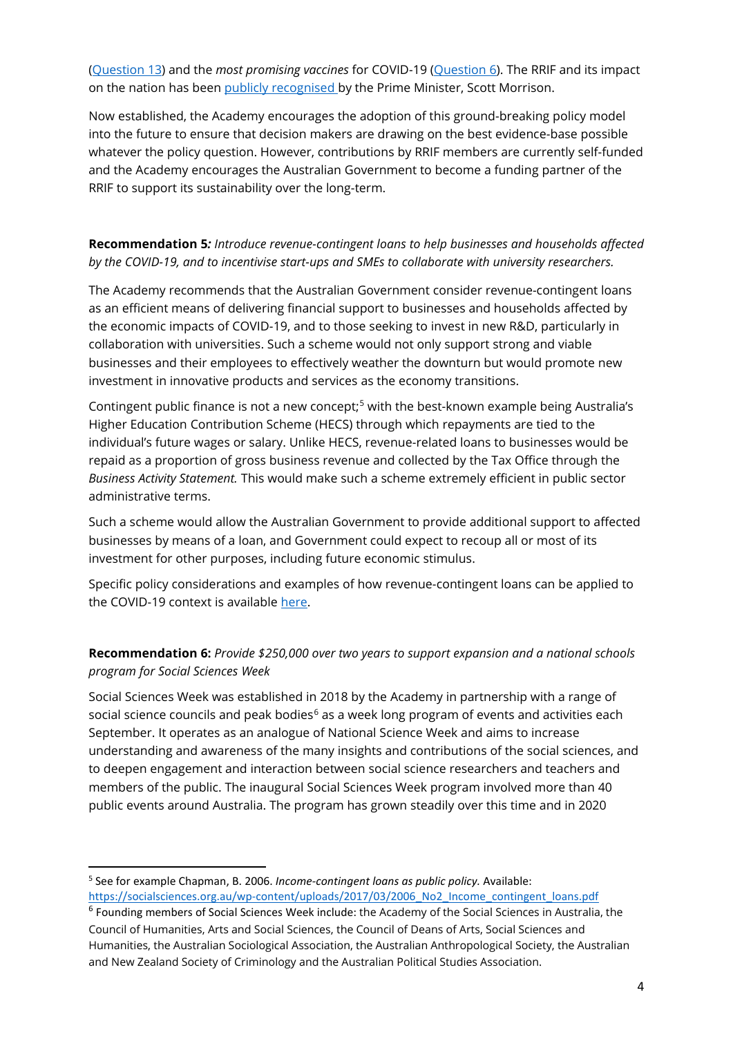([Question 13](#)) and the *most promising vaccines* for COVID-19 ([Question 6](#)). The RRIF and its impact on the nation has been [publicly recognised](#) by the Prime Minister, Scott Morrison.

Now established, the Academy encourages the adoption of this ground-breaking policy model into the future to ensure that decision makers are drawing on the best evidence-base possible whatever the policy question. However, contributions by RRIF members are currently self-funded and the Academy encourages the Australian Government to become a funding partner of the RRIF to support its sustainability over the long-term.

**Recommendation 5:** *Introduce revenue-contingent loans to help businesses and households affected by the COVID-19, and to incentivise start-ups and SMEs to collaborate with university researchers.*

The Academy recommends that the Australian Government consider revenue-contingent loans as an efficient means of delivering financial support to businesses and households affected by the economic impacts of COVID-19, and to those seeking to invest in new R&D, particularly in collaboration with universities. Such a scheme would not only support strong and viable businesses and their employees to effectively weather the downturn but would promote new investment in innovative products and services as the economy transitions.

Contingent public finance is not a new concept;[5] with the best-known example being Australia's Higher Education Contribution Scheme (HECS) through which repayments are tied to the individual's future wages or salary. Unlike HECS, revenue-related loans to businesses would be repaid as a proportion of gross business revenue and collected by the Tax Office through the *Business Activity Statement.* This would make such a scheme extremely efficient in public sector administrative terms.

Such a scheme would allow the Australian Government to provide additional support to affected businesses by means of a loan, and Government could expect to recoup all or most of its investment for other purposes, including future economic stimulus.

Specific policy considerations and examples of how revenue-contingent loans can be applied to the COVID-19 context is available [here](#).

**Recommendation 6:** *Provide $250,000 over two years to support expansion and a national schools program for Social Sciences Week*

Social Sciences Week was established in 2018 by the Academy in partnership with a range of social science councils and peak bodies[6] as a week long program of events and activities each September. It operates as an analogue of National Science Week and aims to increase understanding and awareness of the many insights and contributions of the social sciences, and to deepen engagement and interaction between social science researchers and teachers and members of the public. The inaugural Social Sciences Week program involved more than 40 public events around Australia. The program has grown steadily over this time and in 2020

---

[5] See for example Chapman, B. 2006. *Income-contingent loans as public policy.* Available: [https://socialsciences.org.au/wp-content/uploads/2017/03/2006_No2_Income_contingent_loans.pdf](https://socialsciences.org.au/wp-content/uploads/2017/03/2006_No2_Income_contingent_loans.pdf)

[6] Founding members of Social Sciences Week include: the Academy of the Social Sciences in Australia, the Council of Humanities, Arts and Social Sciences, the Council of Deans of Arts, Social Sciences and Humanities, the Australian Sociological Association, the Australian Anthropological Society, the Australian and New Zealand Society of Criminology and the Australian Political Studies Association.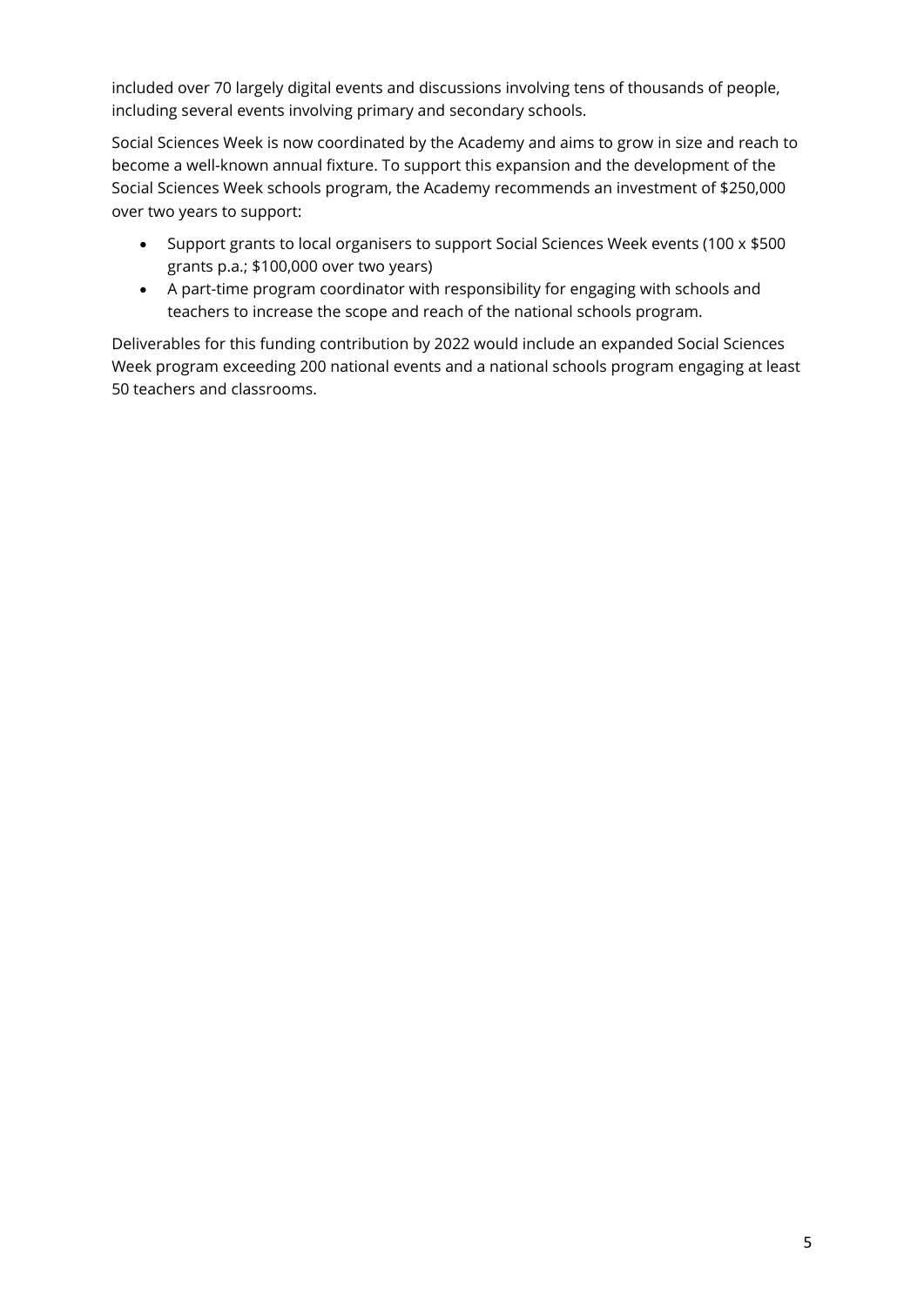included over 70 largely digital events and discussions involving tens of thousands of people, including several events involving primary and secondary schools.

Social Sciences Week is now coordinated by the Academy and aims to grow in size and reach to become a well-known annual fixture. To support this expansion and the development of the Social Sciences Week schools program, the Academy recommends an investment of $250,000 over two years to support:

- Support grants to local organisers to support Social Sciences Week events (100 x $500 grants p.a.; $100,000 over two years)
- A part-time program coordinator with responsibility for engaging with schools and teachers to increase the scope and reach of the national schools program.

Deliverables for this funding contribution by 2022 would include an expanded Social Sciences Week program exceeding 200 national events and a national schools program engaging at least 50 teachers and classrooms.